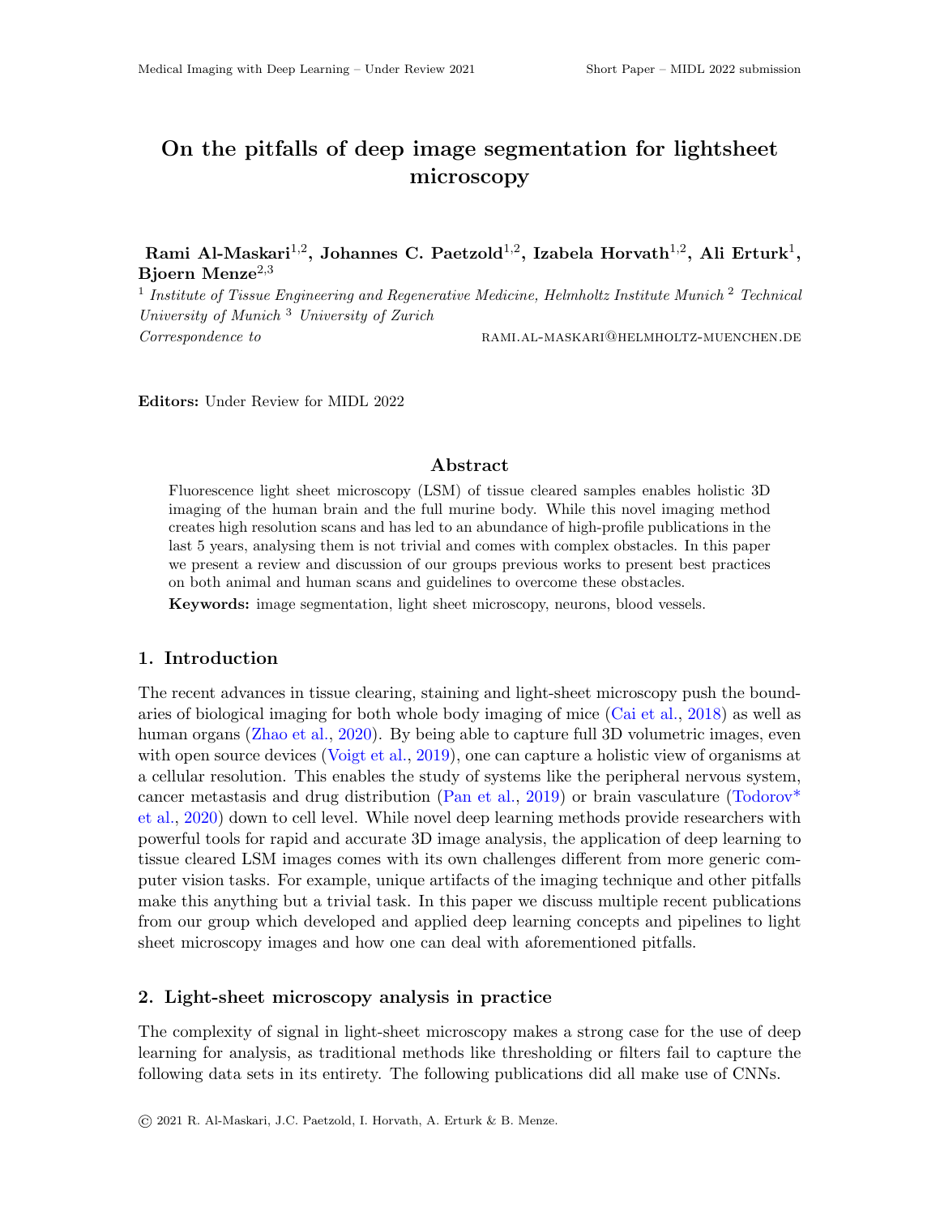# On the pitfalls of deep image segmentation for lightsheet microscopy

**Rami Al-Maskari**[1,2], **Johannes C. Paetzold**[1,2], **Izabela Horvath**[1,2], **Ali Erturk**[1], **Bjoern Menze**[2,3]

[1] *Institute of Tissue Engineering and Regenerative Medicine, Helmholtz Institute Munich* [2] *Technical University of Munich* [3] *University of Zurich*

*Correspondence to* RAMI.AL-MASKARI@HELMHOLTZ-MUENCHEN.DE

**Editors:** Under Review for MIDL 2022

## Abstract

Fluorescence light sheet microscopy (LSM) of tissue cleared samples enables holistic 3D imaging of the human brain and the full murine body. While this novel imaging method creates high resolution scans and has led to an abundance of high-profile publications in the last 5 years, analysing them is not trivial and comes with complex obstacles. In this paper we present a review and discussion of our groups previous works to present best practices on both animal and human scans and guidelines to overcome these obstacles.

**Keywords:** image segmentation, light sheet microscopy, neurons, blood vessels.

## 1. Introduction

The recent advances in tissue clearing, staining and light-sheet microscopy push the boundaries of biological imaging for both whole body imaging of mice (Cai et al., 2018) as well as human organs (Zhao et al., 2020). By being able to capture full 3D volumetric images, even with open source devices (Voigt et al., 2019), one can capture a holistic view of organisms at a cellular resolution. This enables the study of systems like the peripheral nervous system, cancer metastasis and drug distribution (Pan et al., 2019) or brain vasculature (Todorov* et al., 2020) down to cell level. While novel deep learning methods provide researchers with powerful tools for rapid and accurate 3D image analysis, the application of deep learning to tissue cleared LSM images comes with its own challenges different from more generic computer vision tasks. For example, unique artifacts of the imaging technique and other pitfalls make this anything but a trivial task. In this paper we discuss multiple recent publications from our group which developed and applied deep learning concepts and pipelines to light sheet microscopy images and how one can deal with aforementioned pitfalls.

## 2. Light-sheet microscopy analysis in practice

The complexity of signal in light-sheet microscopy makes a strong case for the use of deep learning for analysis, as traditional methods like thresholding or filters fail to capture the following data sets in its entirety. The following publications did all make use of CNNs.

© 2021 R. Al-Maskari, J.C. Paetzold, I. Horvath, A. Erturk & B. Menze.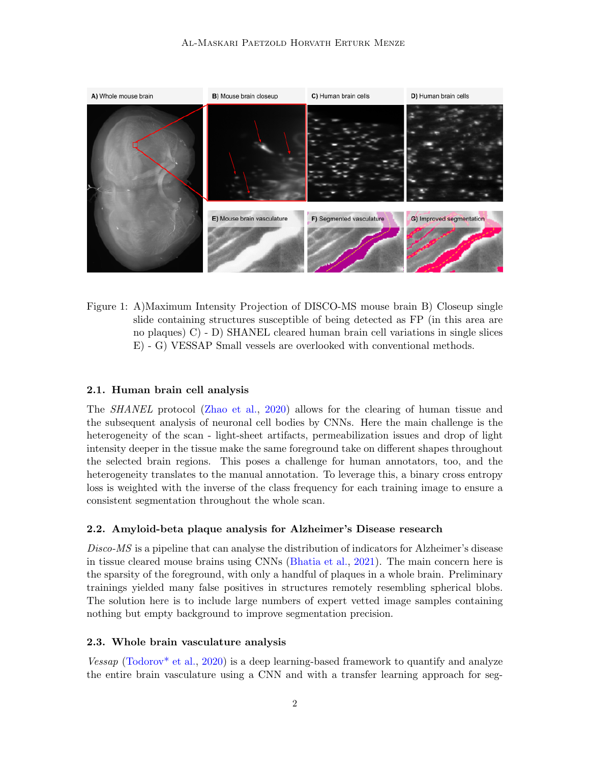Figure 1: A)Maximum Intensity Projection of DISCO-MS mouse brain B) Closeup single slide containing structures susceptible of being detected as FP (in this area are no plaques) C) - D) SHANEL cleared human brain cell variations in single slices E) - G) VESSAP Small vessels are overlooked with conventional methods.

### 2.1. Human brain cell analysis

The *SHANEL* protocol (Zhao et al., 2020) allows for the clearing of human tissue and the subsequent analysis of neuronal cell bodies by CNNs. Here the main challenge is the heterogeneity of the scan - light-sheet artifacts, permeabilization issues and drop of light intensity deeper in the tissue make the same foreground take on different shapes throughout the selected brain regions. This poses a challenge for human annotators, too, and the heterogeneity translates to the manual annotation. To leverage this, a binary cross entropy loss is weighted with the inverse of the class frequency for each training image to ensure a consistent segmentation throughout the whole scan.

### 2.2. Amyloid-beta plaque analysis for Alzheimer's Disease research

*Disco-MS* is a pipeline that can analyse the distribution of indicators for Alzheimer's disease in tissue cleared mouse brains using CNNs (Bhatia et al., 2021). The main concern here is the sparsity of the foreground, with only a handful of plaques in a whole brain. Preliminary trainings yielded many false positives in structures remotely resembling spherical blobs. The solution here is to include large numbers of expert vetted image samples containing nothing but empty background to improve segmentation precision.

### 2.3. Whole brain vasculature analysis

*Vessap* (Todorov* et al., 2020) is a deep learning-based framework to quantify and analyze the entire brain vasculature using a CNN and with a transfer learning approach for seg-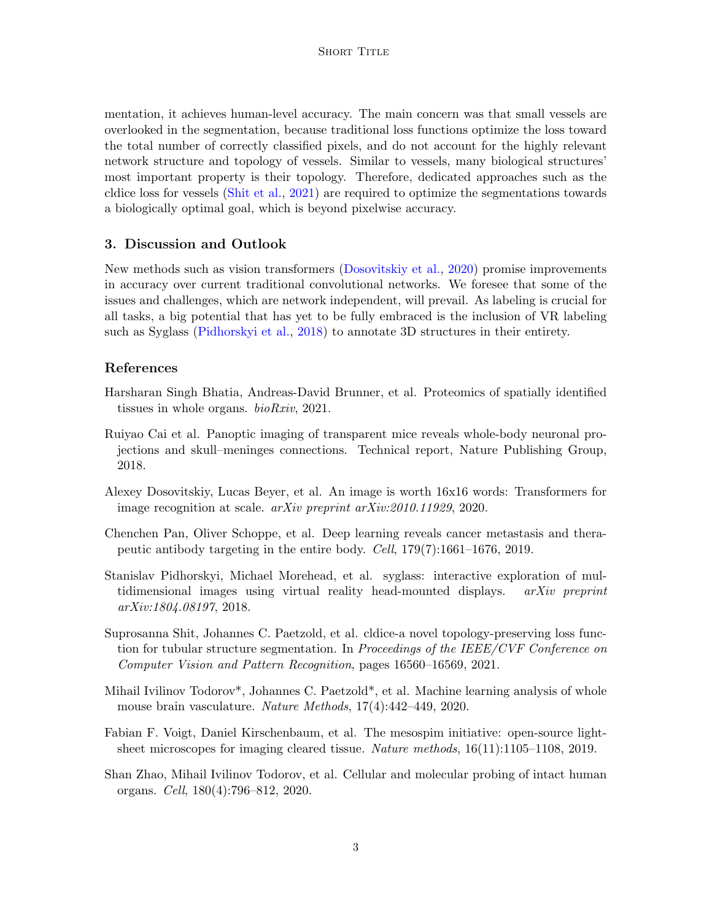mentation, it achieves human-level accuracy. The main concern was that small vessels are overlooked in the segmentation, because traditional loss functions optimize the loss toward the total number of correctly classified pixels, and do not account for the highly relevant network structure and topology of vessels. Similar to vessels, many biological structures' most important property is their topology. Therefore, dedicated approaches such as the cldice loss for vessels (Shit et al., 2021) are required to optimize the segmentations towards a biologically optimal goal, which is beyond pixelwise accuracy.

## 3. Discussion and Outlook

New methods such as vision transformers (Dosovitskiy et al., 2020) promise improvements in accuracy over current traditional convolutional networks. We foresee that some of the issues and challenges, which are network independent, will prevail. As labeling is crucial for all tasks, a big potential that has yet to be fully embraced is the inclusion of VR labeling such as Syglass (Pidhorskyi et al., 2018) to annotate 3D structures in their entirety.

## References

Harsharan Singh Bhatia, Andreas-David Brunner, et al. Proteomics of spatially identified tissues in whole organs. *bioRxiv*, 2021.

Ruiyao Cai et al. Panoptic imaging of transparent mice reveals whole-body neuronal projections and skull–meninges connections. Technical report, Nature Publishing Group, 2018.

Alexey Dosovitskiy, Lucas Beyer, et al. An image is worth 16x16 words: Transformers for image recognition at scale. *arXiv preprint arXiv:2010.11929*, 2020.

Chenchen Pan, Oliver Schoppe, et al. Deep learning reveals cancer metastasis and therapeutic antibody targeting in the entire body. *Cell*, 179(7):1661–1676, 2019.

Stanislav Pidhorskyi, Michael Morehead, et al. syglass: interactive exploration of multidimensional images using virtual reality head-mounted displays. *arXiv preprint arXiv:1804.08197*, 2018.

Suprosanna Shit, Johannes C. Paetzold, et al. cldice-a novel topology-preserving loss function for tubular structure segmentation. In *Proceedings of the IEEE/CVF Conference on Computer Vision and Pattern Recognition*, pages 16560–16569, 2021.

Mihail Ivilinov Todorov*, Johannes C. Paetzold*, et al. Machine learning analysis of whole mouse brain vasculature. *Nature Methods*, 17(4):442–449, 2020.

Fabian F. Voigt, Daniel Kirschenbaum, et al. The mesospim initiative: open-source light-sheet microscopes for imaging cleared tissue. *Nature methods*, 16(11):1105–1108, 2019.

Shan Zhao, Mihail Ivilinov Todorov, et al. Cellular and molecular probing of intact human organs. *Cell*, 180(4):796–812, 2020.